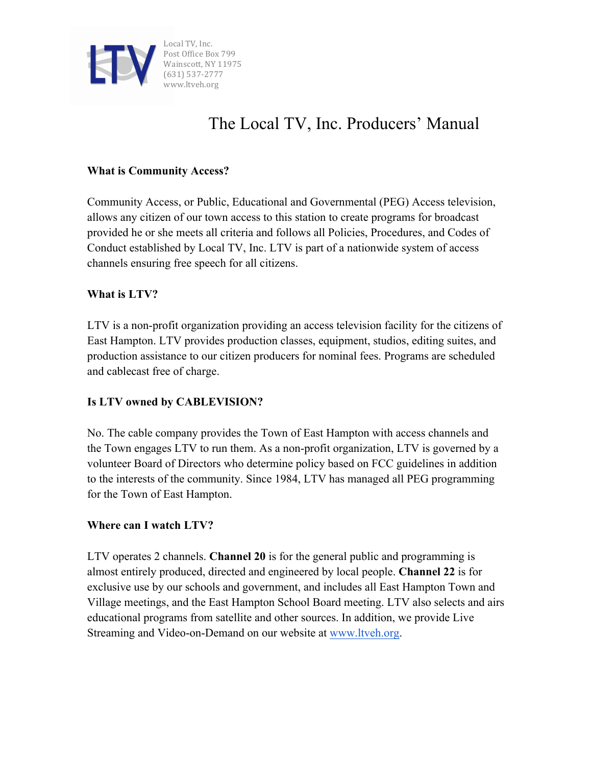Local TV, Inc.
Post Office Box 799
Wainscott, NY 11975
(631) 537-2777
www.ltveh.org

# The Local TV, Inc. Producers' Manual

**What is Community Access?**

Community Access, or Public, Educational and Governmental (PEG) Access television, allows any citizen of our town access to this station to create programs for broadcast provided he or she meets all criteria and follows all Policies, Procedures, and Codes of Conduct established by Local TV, Inc. LTV is part of a nationwide system of access channels ensuring free speech for all citizens.

**What is LTV?**

LTV is a non-profit organization providing an access television facility for the citizens of East Hampton. LTV provides production classes, equipment, studios, editing suites, and production assistance to our citizen producers for nominal fees. Programs are scheduled and cablecast free of charge.

**Is LTV owned by CABLEVISION?**

No. The cable company provides the Town of East Hampton with access channels and the Town engages LTV to run them. As a non-profit organization, LTV is governed by a volunteer Board of Directors who determine policy based on FCC guidelines in addition to the interests of the community. Since 1984, LTV has managed all PEG programming for the Town of East Hampton.

**Where can I watch LTV?**

LTV operates 2 channels. **Channel 20** is for the general public and programming is almost entirely produced, directed and engineered by local people. **Channel 22** is for exclusive use by our schools and government, and includes all East Hampton Town and Village meetings, and the East Hampton School Board meeting. LTV also selects and airs educational programs from satellite and other sources. In addition, we provide Live Streaming and Video-on-Demand on our website at [www.ltveh.org](http://www.ltveh.org).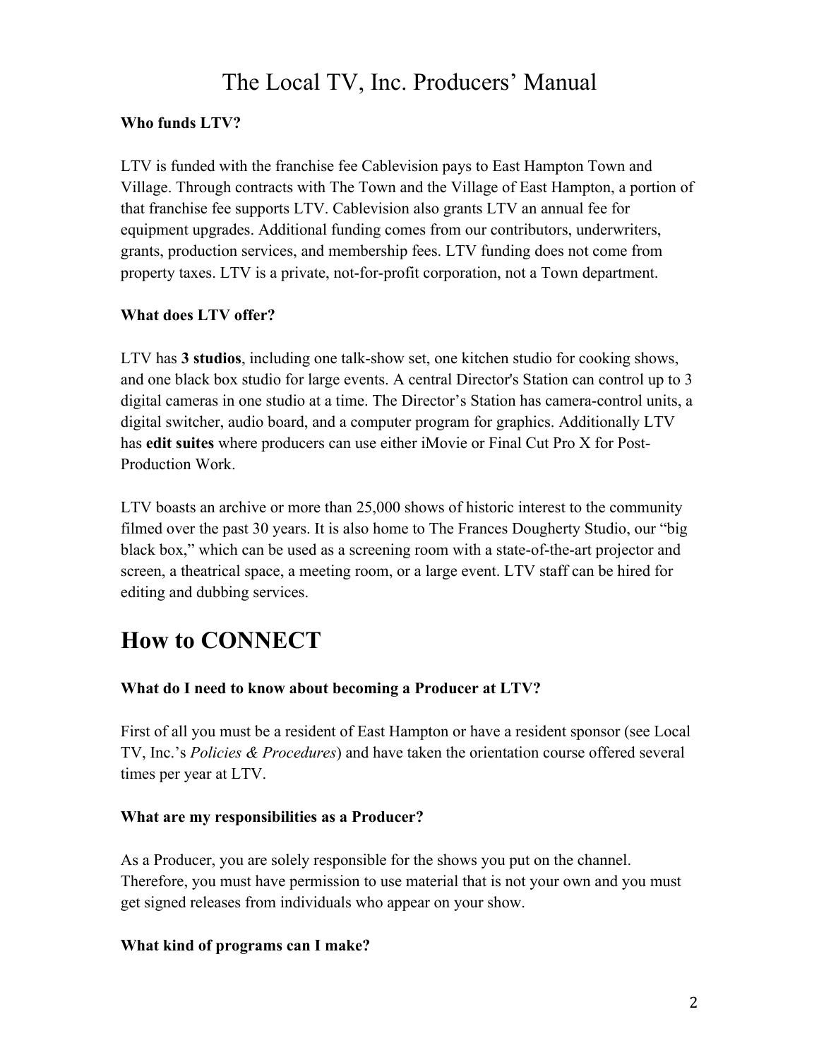# The Local TV, Inc. Producers' Manual

**Who funds LTV?**

LTV is funded with the franchise fee Cablevision pays to East Hampton Town and Village. Through contracts with The Town and the Village of East Hampton, a portion of that franchise fee supports LTV. Cablevision also grants LTV an annual fee for equipment upgrades. Additional funding comes from our contributors, underwriters, grants, production services, and membership fees. LTV funding does not come from property taxes. LTV is a private, not-for-profit corporation, not a Town department.

**What does LTV offer?**

LTV has **3 studios**, including one talk-show set, one kitchen studio for cooking shows, and one black box studio for large events. A central Director's Station can control up to 3 digital cameras in one studio at a time. The Director's Station has camera-control units, a digital switcher, audio board, and a computer program for graphics. Additionally LTV has **edit suites** where producers can use either iMovie or Final Cut Pro X for Post-Production Work.

LTV boasts an archive or more than 25,000 shows of historic interest to the community filmed over the past 30 years. It is also home to The Frances Dougherty Studio, our "big black box," which can be used as a screening room with a state-of-the-art projector and screen, a theatrical space, a meeting room, or a large event. LTV staff can be hired for editing and dubbing services.

## How to CONNECT

**What do I need to know about becoming a Producer at LTV?**

First of all you must be a resident of East Hampton or have a resident sponsor (see Local TV, Inc.'s *Policies & Procedures*) and have taken the orientation course offered several times per year at LTV.

**What are my responsibilities as a Producer?**

As a Producer, you are solely responsible for the shows you put on the channel. Therefore, you must have permission to use material that is not your own and you must get signed releases from individuals who appear on your show.

**What kind of programs can I make?**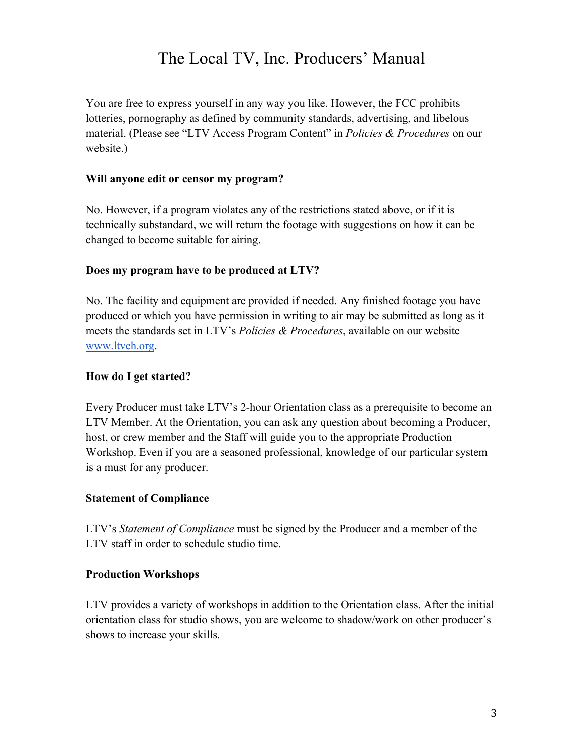# The Local TV, Inc. Producers' Manual

You are free to express yourself in any way you like. However, the FCC prohibits lotteries, pornography as defined by community standards, advertising, and libelous material. (Please see "LTV Access Program Content" in *Policies & Procedures* on our website.)

**Will anyone edit or censor my program?**

No. However, if a program violates any of the restrictions stated above, or if it is technically substandard, we will return the footage with suggestions on how it can be changed to become suitable for airing.

**Does my program have to be produced at LTV?**

No. The facility and equipment are provided if needed. Any finished footage you have produced or which you have permission in writing to air may be submitted as long as it meets the standards set in LTV's *Policies & Procedures*, available on our website [www.ltveh.org](http://www.ltveh.org).

**How do I get started?**

Every Producer must take LTV's 2-hour Orientation class as a prerequisite to become an LTV Member. At the Orientation, you can ask any question about becoming a Producer, host, or crew member and the Staff will guide you to the appropriate Production Workshop. Even if you are a seasoned professional, knowledge of our particular system is a must for any producer.

**Statement of Compliance**

LTV's *Statement of Compliance* must be signed by the Producer and a member of the LTV staff in order to schedule studio time.

**Production Workshops**

LTV provides a variety of workshops in addition to the Orientation class. After the initial orientation class for studio shows, you are welcome to shadow/work on other producer's shows to increase your skills.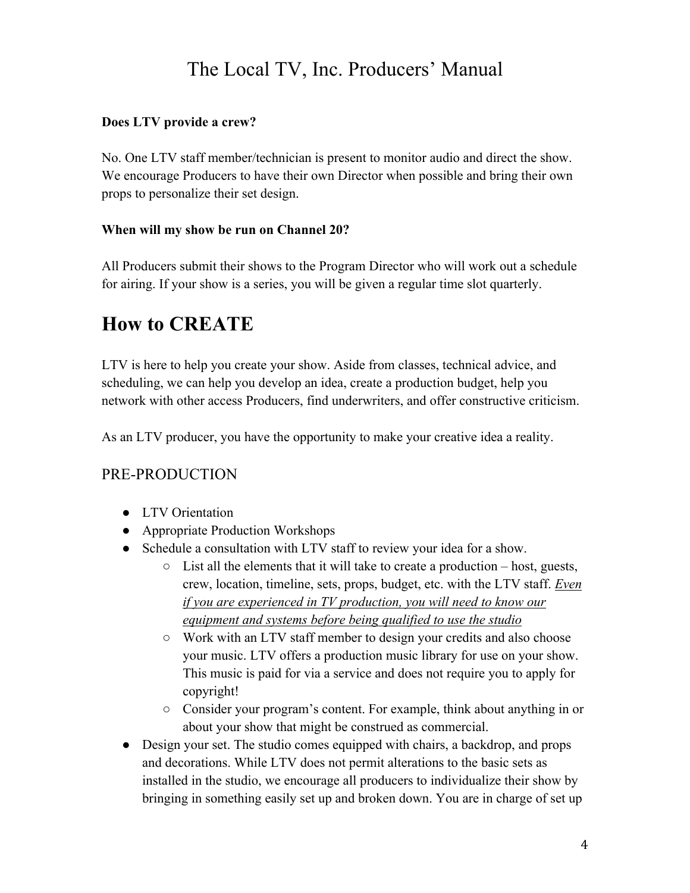**Does LTV provide a crew?**

No. One LTV staff member/technician is present to monitor audio and direct the show. We encourage Producers to have their own Director when possible and bring their own props to personalize their set design.

**When will my show be run on Channel 20?**

All Producers submit their shows to the Program Director who will work out a schedule for airing. If your show is a series, you will be given a regular time slot quarterly.

# How to CREATE

LTV is here to help you create your show. Aside from classes, technical advice, and scheduling, we can help you develop an idea, create a production budget, help you network with other access Producers, find underwriters, and offer constructive criticism.

As an LTV producer, you have the opportunity to make your creative idea a reality.

## PRE-PRODUCTION

- LTV Orientation
- Appropriate Production Workshops
- Schedule a consultation with LTV staff to review your idea for a show.
  - List all the elements that it will take to create a production – host, guests, crew, location, timeline, sets, props, budget, etc. with the LTV staff. <u>*Even if you are experienced in TV production, you will need to know our equipment and systems before being qualified to use the studio*</u>
  - Work with an LTV staff member to design your credits and also choose your music. LTV offers a production music library for use on your show. This music is paid for via a service and does not require you to apply for copyright!
  - Consider your program's content. For example, think about anything in or about your show that might be construed as commercial.
- Design your set. The studio comes equipped with chairs, a backdrop, and props and decorations. While LTV does not permit alterations to the basic sets as installed in the studio, we encourage all producers to individualize their show by bringing in something easily set up and broken down. You are in charge of set up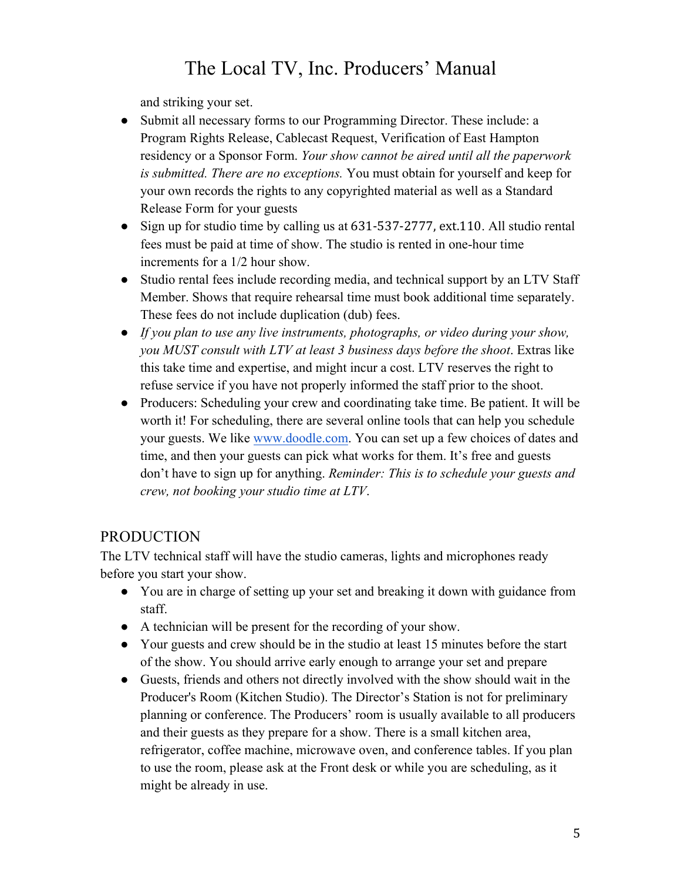and striking your set.

- Submit all necessary forms to our Programming Director. These include: a Program Rights Release, Cablecast Request, Verification of East Hampton residency or a Sponsor Form. *Your show cannot be aired until all the paperwork is submitted. There are no exceptions.* You must obtain for yourself and keep for your own records the rights to any copyrighted material as well as a Standard Release Form for your guests
- Sign up for studio time by calling us at 631-537-2777, ext.110. All studio rental fees must be paid at time of show. The studio is rented in one-hour time increments for a 1/2 hour show.
- Studio rental fees include recording media, and technical support by an LTV Staff Member. Shows that require rehearsal time must book additional time separately. These fees do not include duplication (dub) fees.
- *If you plan to use any live instruments, photographs, or video during your show, you MUST consult with LTV at least 3 business days before the shoot*. Extras like this take time and expertise, and might incur a cost. LTV reserves the right to refuse service if you have not properly informed the staff prior to the shoot.
- Producers: Scheduling your crew and coordinating take time. Be patient. It will be worth it! For scheduling, there are several online tools that can help you schedule your guests. We like [www.doodle.com](www.doodle.com). You can set up a few choices of dates and time, and then your guests can pick what works for them. It's free and guests don't have to sign up for anything. *Reminder: This is to schedule your guests and crew, not booking your studio time at LTV*.

## PRODUCTION

The LTV technical staff will have the studio cameras, lights and microphones ready before you start your show.

- You are in charge of setting up your set and breaking it down with guidance from staff.
- A technician will be present for the recording of your show.
- Your guests and crew should be in the studio at least 15 minutes before the start of the show. You should arrive early enough to arrange your set and prepare
- Guests, friends and others not directly involved with the show should wait in the Producer's Room (Kitchen Studio). The Director's Station is not for preliminary planning or conference. The Producers' room is usually available to all producers and their guests as they prepare for a show. There is a small kitchen area, refrigerator, coffee machine, microwave oven, and conference tables. If you plan to use the room, please ask at the Front desk or while you are scheduling, as it might be already in use.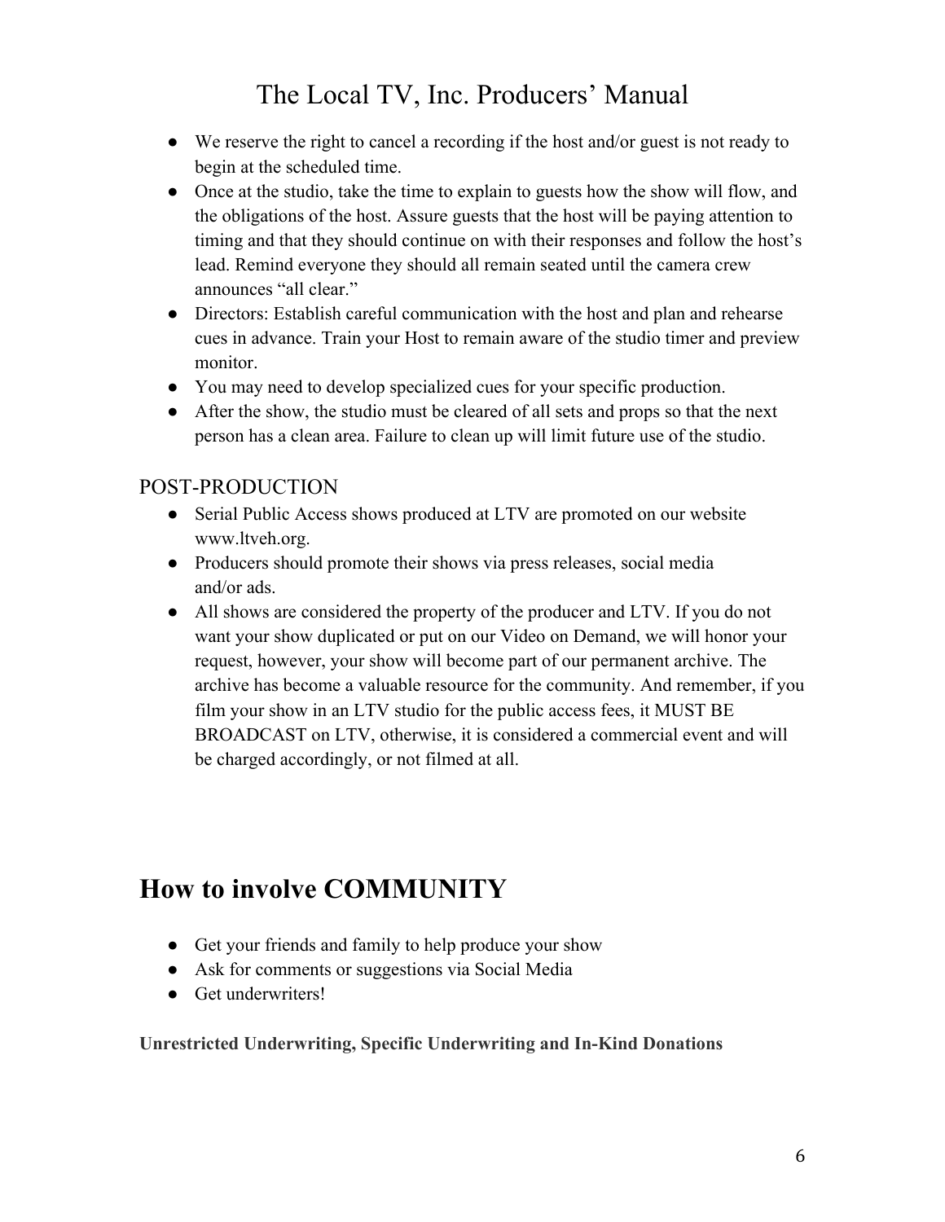- We reserve the right to cancel a recording if the host and/or guest is not ready to begin at the scheduled time.
- Once at the studio, take the time to explain to guests how the show will flow, and the obligations of the host. Assure guests that the host will be paying attention to timing and that they should continue on with their responses and follow the host's lead. Remind everyone they should all remain seated until the camera crew announces "all clear."
- Directors: Establish careful communication with the host and plan and rehearse cues in advance. Train your Host to remain aware of the studio timer and preview monitor.
- You may need to develop specialized cues for your specific production.
- After the show, the studio must be cleared of all sets and props so that the next person has a clean area. Failure to clean up will limit future use of the studio.

### POST-PRODUCTION

- Serial Public Access shows produced at LTV are promoted on our website www.ltveh.org.
- Producers should promote their shows via press releases, social media and/or ads.
- All shows are considered the property of the producer and LTV. If you do not want your show duplicated or put on our Video on Demand, we will honor your request, however, your show will become part of our permanent archive. The archive has become a valuable resource for the community. And remember, if you film your show in an LTV studio for the public access fees, it MUST BE BROADCAST on LTV, otherwise, it is considered a commercial event and will be charged accordingly, or not filmed at all.

## How to involve COMMUNITY

- Get your friends and family to help produce your show
- Ask for comments or suggestions via Social Media
- Get underwriters!

**Unrestricted Underwriting, Specific Underwriting and In-Kind Donations**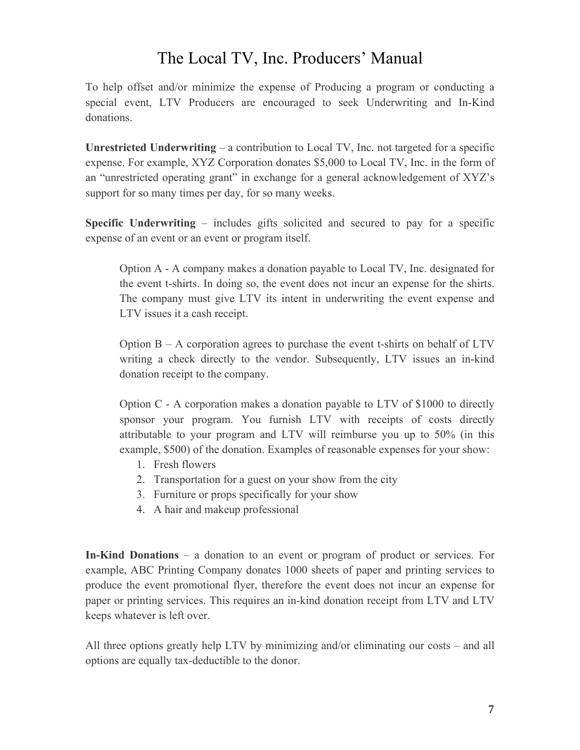# The Local TV, Inc. Producers' Manual

To help offset and/or minimize the expense of Producing a program or conducting a special event, LTV Producers are encouraged to seek Underwriting and In-Kind donations.

**Unrestricted Underwriting** – a contribution to Local TV, Inc. not targeted for a specific expense. For example, XYZ Corporation donates $5,000 to Local TV, Inc. in the form of an "unrestricted operating grant" in exchange for a general acknowledgement of XYZ's support for so many times per day, for so many weeks.

**Specific Underwriting** – includes gifts solicited and secured to pay for a specific expense of an event or an event or program itself.

> Option A - A company makes a donation payable to Local TV, Inc. designated for the event t-shirts. In doing so, the event does not incur an expense for the shirts. The company must give LTV its intent in underwriting the event expense and LTV issues it a cash receipt.
>
> Option B – A corporation agrees to purchase the event t-shirts on behalf of LTV writing a check directly to the vendor. Subsequently, LTV issues an in-kind donation receipt to the company.
>
> Option C - A corporation makes a donation payable to LTV of $1000 to directly sponsor your program. You furnish LTV with receipts of costs directly attributable to your program and LTV will reimburse you up to 50% (in this example, $500) of the donation. Examples of reasonable expenses for your show:
>
> 1. Fresh flowers
> 2. Transportation for a guest on your show from the city
> 3. Furniture or props specifically for your show
> 4. A hair and makeup professional

**In-Kind Donations** – a donation to an event or program of product or services. For example, ABC Printing Company donates 1000 sheets of paper and printing services to produce the event promotional flyer, therefore the event does not incur an expense for paper or printing services. This requires an in-kind donation receipt from LTV and LTV keeps whatever is left over.

All three options greatly help LTV by minimizing and/or eliminating our costs – and all options are equally tax-deductible to the donor.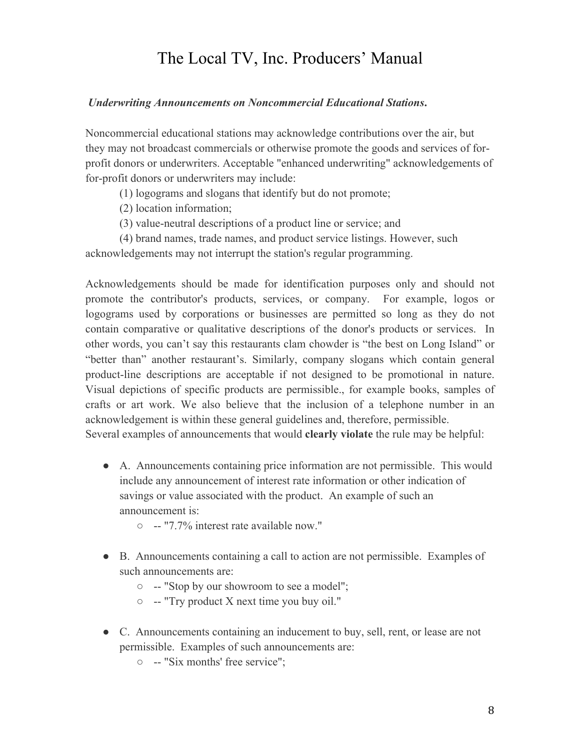# The Local TV, Inc. Producers' Manual

***Underwriting Announcements on Noncommercial Educational Stations.***

Noncommercial educational stations may acknowledge contributions over the air, but they may not broadcast commercials or otherwise promote the goods and services of for-profit donors or underwriters. Acceptable "enhanced underwriting" acknowledgements of for-profit donors or underwriters may include:

(1) logograms and slogans that identify but do not promote;

(2) location information;

(3) value-neutral descriptions of a product line or service; and

(4) brand names, trade names, and product service listings. However, such acknowledgements may not interrupt the station's regular programming.

Acknowledgements should be made for identification purposes only and should not promote the contributor's products, services, or company. For example, logos or logograms used by corporations or businesses are permitted so long as they do not contain comparative or qualitative descriptions of the donor's products or services. In other words, you can't say this restaurants clam chowder is "the best on Long Island" or "better than" another restaurant's. Similarly, company slogans which contain general product-line descriptions are acceptable if not designed to be promotional in nature. Visual depictions of specific products are permissible., for example books, samples of crafts or art work. We also believe that the inclusion of a telephone number in an acknowledgement is within these general guidelines and, therefore, permissible.
Several examples of announcements that would **clearly violate** the rule may be helpful:

- A. Announcements containing price information are not permissible. This would include any announcement of interest rate information or other indication of savings or value associated with the product. An example of such an announcement is:
    - -- "7.7% interest rate available now."
- B. Announcements containing a call to action are not permissible. Examples of such announcements are:
    - -- "Stop by our showroom to see a model";
    - -- "Try product X next time you buy oil."
- C. Announcements containing an inducement to buy, sell, rent, or lease are not permissible. Examples of such announcements are:
    - -- "Six months' free service";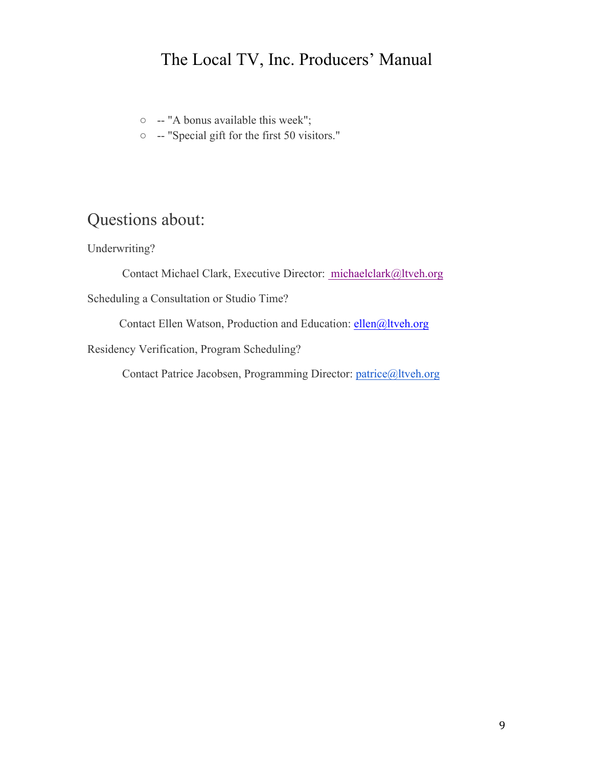- -- "A bonus available this week";
- -- "Special gift for the first 50 visitors."

## Questions about:

Underwriting?

Contact Michael Clark, Executive Director: michaelclark@ltveh.org

Scheduling a Consultation or Studio Time?

Contact Ellen Watson, Production and Education: ellen@ltveh.org

Residency Verification, Program Scheduling?

Contact Patrice Jacobsen, Programming Director: patrice@ltveh.org